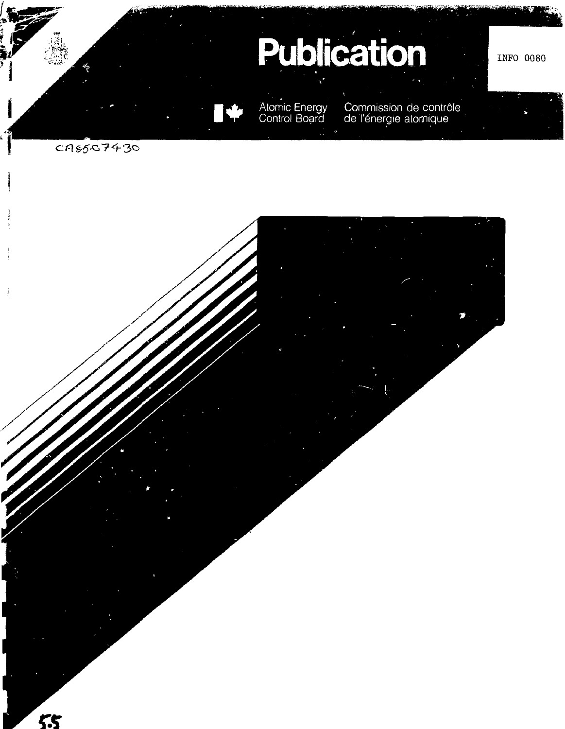# Publication

INFO 0080

Atomic Energy Control Board

Commission de contrôle de l'énergie atomique

CA8507430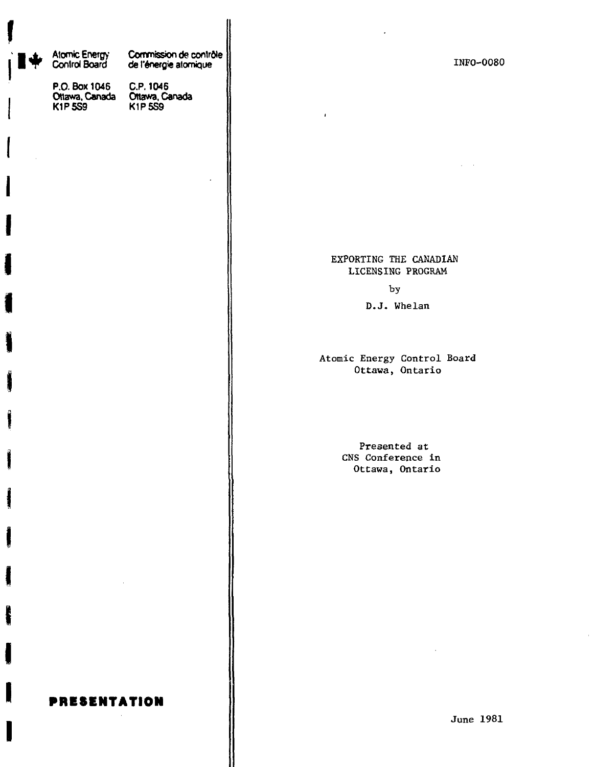Atomic Energy Control Board

Commission de contrôle de l'énergie atomique

P.O. Box 1046
Ottawa, Canada
K1P 5S9

C.P. 1046
Ottawa, Canada
K1P 5S9

**PRESENTATION**

INFO-0080

# EXPORTING THE CANADIAN LICENSING PROGRAM

by

D.J. Whelan

Atomic Energy Control Board
Ottawa, Ontario

Presented at
CNS Conference in
Ottawa, Ontario

June 1981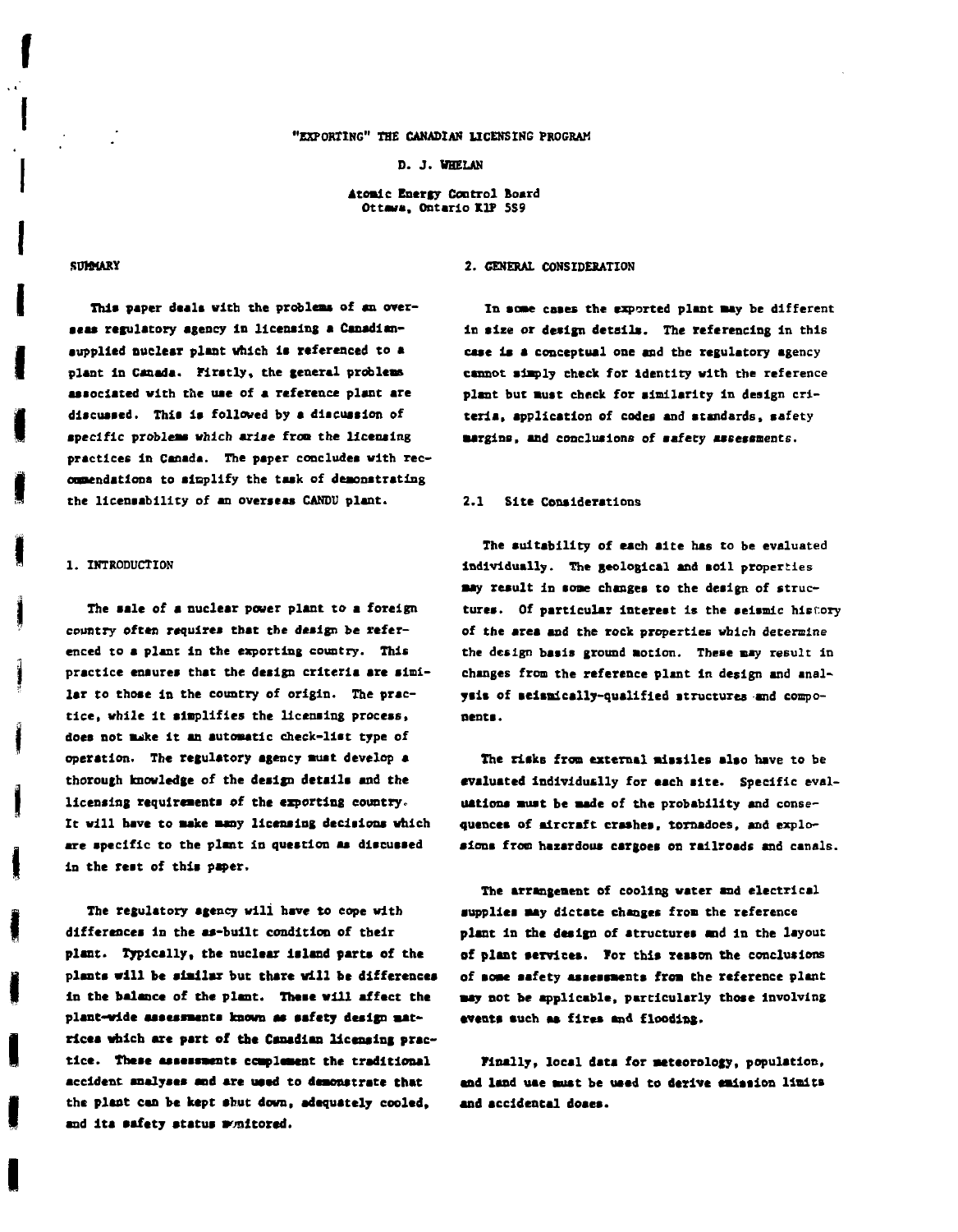# "EXPORTING" THE CANADIAN LICENSING PROGRAM

D. J. WHELAN

Atomic Energy Control Board
Ottawa, Ontario K1P 5S9

## SUMMARY

This paper deals with the problems of an overseas regulatory agency in licensing a Canadian-supplied nuclear plant which is referenced to a plant in Canada. Firstly, the general problems associated with the use of a reference plant are discussed. This is followed by a discussion of specific problems which arise from the licensing practices in Canada. The paper concludes with recommendations to simplify the task of demonstrating the licensability of an overseas CANDU plant.

## 1. INTRODUCTION

The sale of a nuclear power plant to a foreign country often requires that the design be referenced to a plant in the exporting country. This practice ensures that the design criteria are similar to those in the country of origin. The practice, while it simplifies the licensing process, does not make it an automatic check-list type of operation. The regulatory agency must develop a thorough knowledge of the design details and the licensing requirements of the exporting country. It will have to make many licensing decisions which are specific to the plant in question as discussed in the rest of this paper.

The regulatory agency will have to cope with differences in the as-built condition of their plant. Typically, the nuclear island parts of the plants will be similar but there will be differences in the balance of the plant. These will affect the plant-wide assessments known as safety design matrices which are part of the Canadian licensing practice. These assessments complement the traditional accident analyses and are used to demonstrate that the plant can be kept shut down, adequately cooled, and its safety status monitored.

## 2. GENERAL CONSIDERATION

In some cases the exported plant may be different in size or design details. The referencing in this case is a conceptual one and the regulatory agency cannot simply check for identity with the reference plant but must check for similarity in design criteria, application of codes and standards, safety margins, and conclusions of safety assessments.

### 2.1 Site Considerations

The suitability of each site has to be evaluated individually. The geological and soil properties may result in some changes to the design of structures. Of particular interest is the seismic history of the area and the rock properties which determine the design basis ground motion. These may result in changes from the reference plant in design and analysis of seismically-qualified structures and components.

The risks from external missiles also have to be evaluated individually for each site. Specific evaluations must be made of the probability and consequences of aircraft crashes, tornadoes, and explosions from hazardous cargoes on railroads and canals.

The arrangement of cooling water and electrical supplies may dictate changes from the reference plant in the design of structures and in the layout of plant services. For this reason the conclusions of some safety assessments from the reference plant may not be applicable, particularly those involving events such as fires and flooding.

Finally, local data for meteorology, population, and land use must be used to derive emission limits and accidental doses.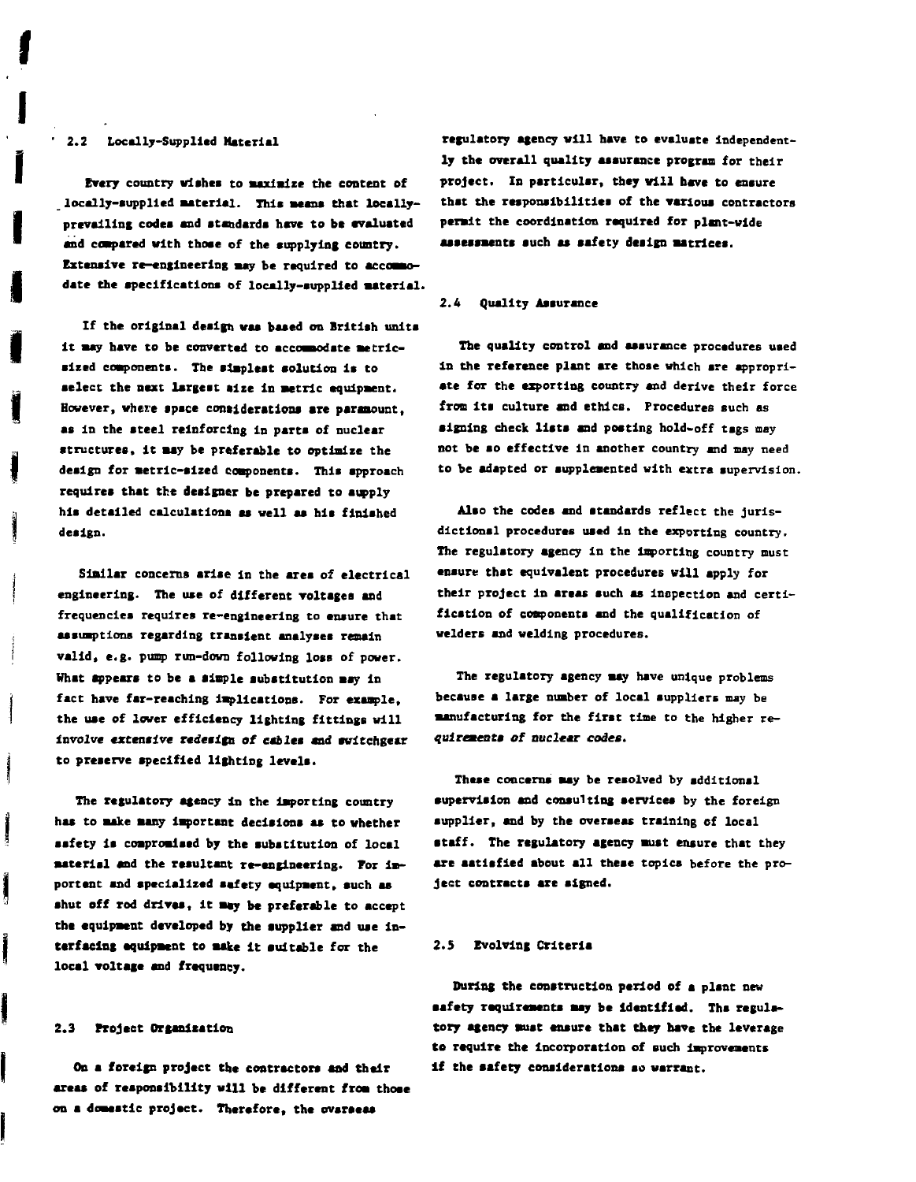## 2.2 Locally-Supplied Material

Every country wishes to maximize the content of locally-supplied material. This means that locally-prevailing codes and standards have to be evaluated and compared with those of the supplying country. Extensive re-engineering may be required to accommodate the specifications of locally-supplied material.

If the original design was based on British units it may have to be converted to accommodate metric-sized components. The simplest solution is to select the next largest size in metric equipment. However, where space considerations are paramount, as in the steel reinforcing in parts of nuclear structures, it may be preferable to optimize the design for metric-sized components. This approach requires that the designer be prepared to supply his detailed calculations as well as his finished design.

Similar concerns arise in the area of electrical engineering. The use of different voltages and frequencies requires re-engineering to ensure that assumptions regarding transient analyses remain valid, e.g. pump run-down following loss of power. What appears to be a simple substitution may in fact have far-reaching implications. For example, the use of lower efficiency lighting fittings will involve extensive redesign of cables and switchgear to preserve specified lighting levels.

The regulatory agency in the importing country has to make many important decisions as to whether safety is compromised by the substitution of local material and the resultant re-engineering. For important and specialized safety equipment, such as shut off rod drives, it may be preferable to accept the equipment developed by the supplier and use interfacing equipment to make it suitable for the local voltage and frequency.

## 2.3 Project Organization

On a foreign project the contractors and their areas of responsibility will be different from those on a domestic project. Therefore, the overseas regulatory agency will have to evaluate independently the overall quality assurance program for their project. In particular, they will have to ensure that the responsibilities of the various contractors permit the coordination required for plant-wide assessments such as safety design matrices.

## 2.4 Quality Assurance

The quality control and assurance procedures used in the reference plant are those which are appropriate for the exporting country and derive their force from its culture and ethics. Procedures such as signing check lists and posting hold-off tags may not be so effective in another country and may need to be adapted or supplemented with extra supervision.

Also the codes and standards reflect the jurisdictional procedures used in the exporting country. The regulatory agency in the importing country must ensure that equivalent procedures will apply for their project in areas such as inspection and certification of components and the qualification of welders and welding procedures.

The regulatory agency may have unique problems because a large number of local suppliers may be manufacturing for the first time to the higher requirements of nuclear codes.

These concerns may be resolved by additional supervision and consulting services by the foreign supplier, and by the overseas training of local staff. The regulatory agency must ensure that they are satisfied about all these topics before the project contracts are signed.

## 2.5 Evolving Criteria

During the construction period of a plant new safety requirements may be identified. The regulatory agency must ensure that they have the leverage to require the incorporation of such improvements if the safety considerations so warrant.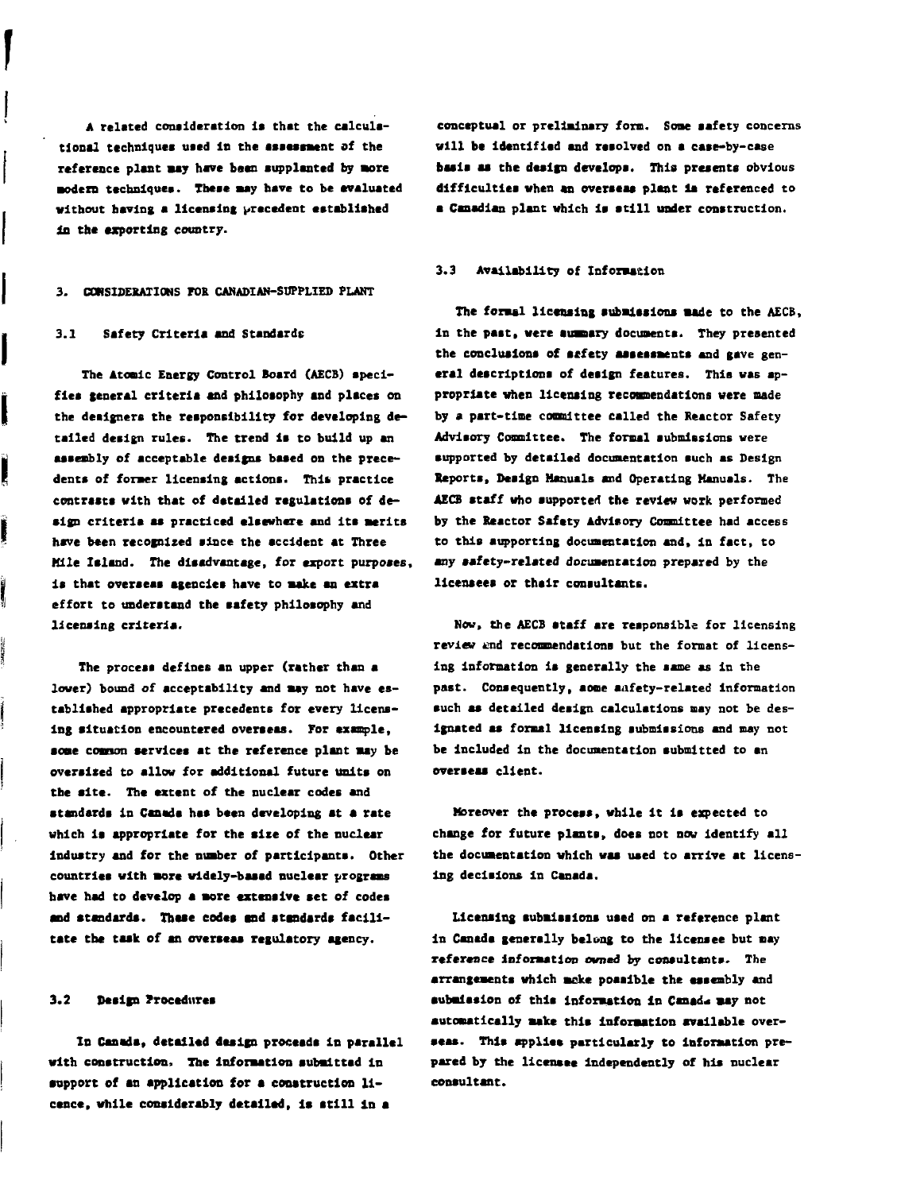A related consideration is that the calculational techniques used in the assessment of the reference plant may have been supplanted by more modern techniques. These may have to be evaluated without having a licensing precedent established in the exporting country.

## 3. CONSIDERATIONS FOR CANADIAN-SUPPLIED PLANT

### 3.1 Safety Criteria and Standards

The Atomic Energy Control Board (AECB) specifies general criteria and philosophy and places on the designers the responsibility for developing detailed design rules. The trend is to build up an assembly of acceptable designs based on the precedents of former licensing actions. This practice contrasts with that of detailed regulations of design criteria as practiced elsewhere and its merits have been recognized since the accident at Three Mile Island. The disadvantage, for export purposes, is that overseas agencies have to make an extra effort to understand the safety philosophy and licensing criteria.

The process defines an upper (rather than a lower) bound of acceptability and may not have established appropriate precedents for every licensing situation encountered overseas. For example, some common services at the reference plant may be oversized to allow for additional future units on the site. The extent of the nuclear codes and standards in Canada has been developing at a rate which is appropriate for the size of the nuclear industry and for the number of participants. Other countries with more widely-based nuclear programs have had to develop a more extensive set of codes and standards. These codes and standards facilitate the task of an overseas regulatory agency.

### 3.2 Design Procedures

In Canada, detailed design proceeds in parallel with construction. The information submitted in support of an application for a construction licence, while considerably detailed, is still in a conceptual or preliminary form. Some safety concerns will be identified and resolved on a case-by-case basis as the design develops. This presents obvious difficulties when an overseas plant is referenced to a Canadian plant which is still under construction.

### 3.3 Availability of Information

The formal licensing submissions made to the AECB, in the past, were summary documents. They presented the conclusions of safety assessments and gave general descriptions of design features. This was appropriate when licensing recommendations were made by a part-time committee called the Reactor Safety Advisory Committee. The formal submissions were supported by detailed documentation such as Design Reports, Design Manuals and Operating Manuals. The AECB staff who supported the review work performed by the Reactor Safety Advisory Committee had access to this supporting documentation and, in fact, to any safety-related documentation prepared by the licensees or their consultants.

Now, the AECB staff are responsible for licensing review and recommendations but the format of licensing information is generally the same as in the past. Consequently, some safety-related information such as detailed design calculations may not be designated as formal licensing submissions and may not be included in the documentation submitted to an overseas client.

Moreover the process, while it is expected to change for future plants, does not now identify all the documentation which was used to arrive at licensing decisions in Canada.

Licensing submissions used on a reference plant in Canada generally belong to the licensee but may reference information owned by consultants. The arrangements which make possible the assembly and submission of this information in Canada may not automatically make this information available overseas. This applies particularly to information prepared by the licensee independently of his nuclear consultant.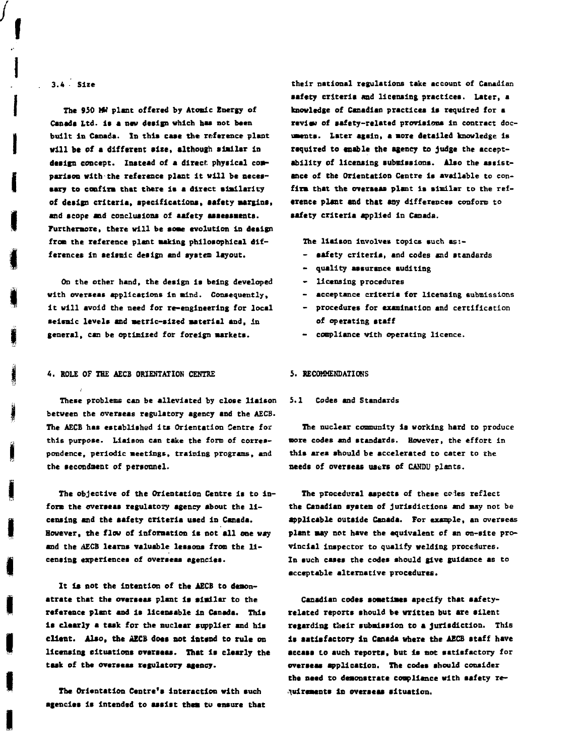### 3.4 Size

The 950 MW plant offered by Atomic Energy of Canada Ltd. is a new design which has not been built in Canada. In this case the reference plant will be of a different size, although similar in design concept. Instead of a direct physical comparison with the reference plant it will be necessary to confirm that there is a direct similarity of design criteria, specifications, safety margins, and scope and conclusions of safety assessments. Furthermore, there will be some evolution in design from the reference plant making philosophical differences in seismic design and system layout.

On the other hand, the design is being developed with overseas applications in mind. Consequently, it will avoid the need for re-engineering for local seismic levels and metric-sized material and, in general, can be optimized for foreign markets.

## 4. ROLE OF THE AECB ORIENTATION CENTRE

These problems can be alleviated by close liaison between the overseas regulatory agency and the AECB. The AECB has established its Orientation Centre for this purpose. Liaison can take the form of correspondence, periodic meetings, training programs, and the secondment of personnel.

The objective of the Orientation Centre is to inform the overseas regulatory agency about the licensing and the safety criteria used in Canada. However, the flow of information is not all one way and the AECB learns valuable lessons from the licensing experiences of overseas agencies.

It is not the intention of the AECB to demonstrate that the overseas plant is similar to the reference plant and is licensable in Canada. This is clearly a task for the nuclear supplier and his client. Also, the AECB does not intend to rule on licensing situations overseas. That is clearly the task of the overseas regulatory agency.

The Orientation Centre's interaction with such agencies is intended to assist them to ensure that their national regulations take account of Canadian safety criteria and licensing practices. Later, a knowledge of Canadian practices is required for a review of safety-related provisions in contract documents. Later again, a more detailed knowledge is required to enable the agency to judge the acceptability of licensing submissions. Also the assistance of the Orientation Centre is available to confirm that the overseas plant is similar to the reference plant and that any differences conform to safety criteria applied in Canada.

The liaison involves topics such as:-

- safety criteria, and codes and standards
- quality assurance auditing
- licensing procedures
- acceptance criteria for licensing submissions
- procedures for examination and certification of operating staff
- compliance with operating licence.

## 5. RECOMMENDATIONS

### 5.1 Codes and Standards

The nuclear community is working hard to produce more codes and standards. However, the effort in this area should be accelerated to cater to the needs of overseas users of CANDU plants.

The procedural aspects of these codes reflect the Canadian system of jurisdictions and may not be applicable outside Canada. For example, an overseas plant may not have the equivalent of an on-site provincial inspector to qualify welding procedures. In such cases the codes should give guidance as to acceptable alternative procedures.

Canadian codes sometimes specify that safety-related reports should be written but are silent regarding their submission to a jurisdiction. This is satisfactory in Canada where the AECB staff have access to such reports, but is not satisfactory for overseas application. The codes should consider the need to demonstrate compliance with safety requirements in overseas situation.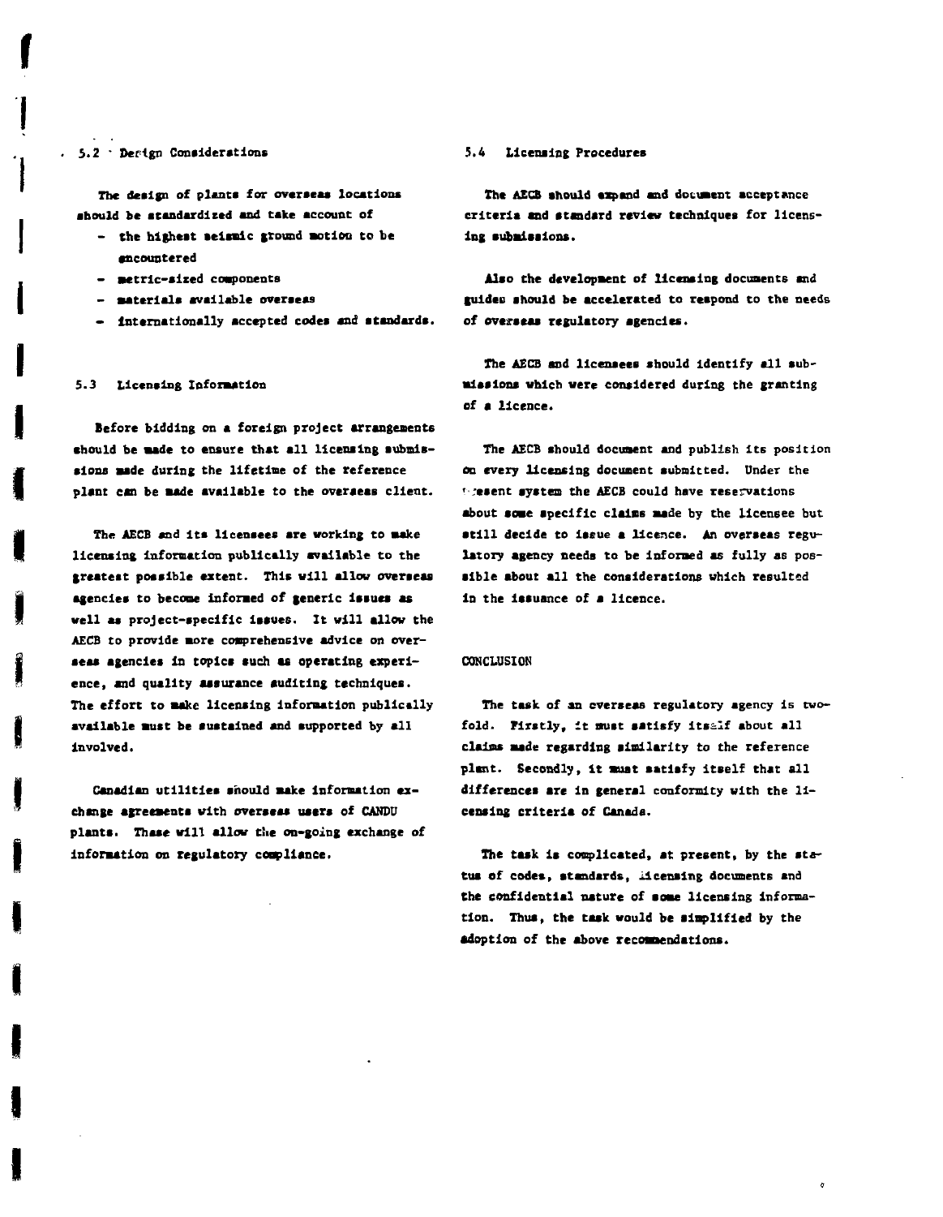### 5.2 Design Considerations

The design of plants for overseas locations should be standardized and take account of

- the highest seismic ground motion to be encountered
- metric-sized components
- materials available overseas
- internationally accepted codes and standards.

### 5.3 Licensing Information

Before bidding on a foreign project arrangements should be made to ensure that all licensing submissions made during the lifetime of the reference plant can be made available to the overseas client.

The AECB and its licensees are working to make licensing information publically available to the greatest possible extent. This will allow overseas agencies to become informed of generic issues as well as project-specific issues. It will allow the AECB to provide more comprehensive advice on overseas agencies in topics such as operating experience, and quality assurance auditing techniques. The effort to make licensing information publically available must be sustained and supported by all involved.

Canadian utilities should make information exchange agreements with overseas users of CANDU plants. These will allow the on-going exchange of information on regulatory compliance.

### 5.4 Licensing Procedures

The AECB should expand and document acceptance criteria and standard review techniques for licensing submissions.

Also the development of licensing documents and guides should be accelerated to respond to the needs of overseas regulatory agencies.

The AECB and licensees should identify all submissions which were considered during the granting of a licence.

The AECB should document and publish its position on every licensing document submitted. Under the present system the AECB could have reservations about some specific claims made by the licensee but still decide to issue a licence. An overseas regulatory agency needs to be informed as fully as possible about all the considerations which resulted in the issuance of a licence.

## CONCLUSION

The task of an overseas regulatory agency is twofold. Firstly, it must satisfy itself about all claims made regarding similarity to the reference plant. Secondly, it must satisfy itself that all differences are in general conformity with the licensing criteria of Canada.

The task is complicated, at present, by the status of codes, standards, licensing documents and the confidential nature of some licensing information. Thus, the task would be simplified by the adoption of the above recommendations.